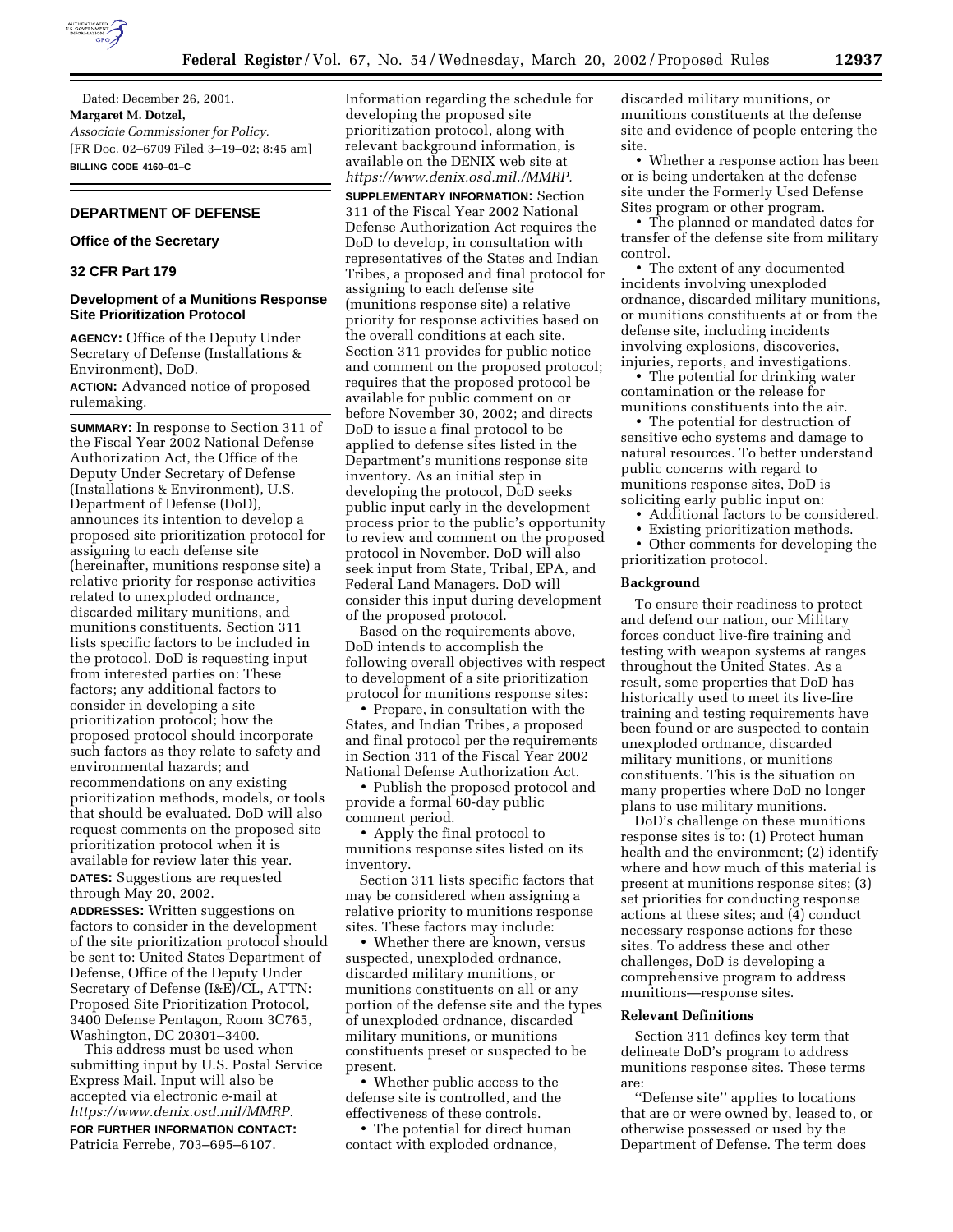Dated: December 26, 2001.

**Margaret M. Dotzel,**

*Associate Commissioner for Policy.*

[FR Doc. 02–6709 Filed 3–19–02; 8:45 am]

**BILLING CODE 4160–01–C**

## DEPARTMENT OF DEFENSE

### Office of the Secretary

### 32 CFR Part 179

### Development of a Munitions Response Site Prioritization Protocol

**AGENCY:** Office of the Deputy Under Secretary of Defense (Installations & Environment), DoD.

**ACTION:** Advanced notice of proposed rulemaking.

**SUMMARY:** In response to Section 311 of the Fiscal Year 2002 National Defense Authorization Act, the Office of the Deputy Under Secretary of Defense (Installations & Environment), U.S. Department of Defense (DoD), announces its intention to develop a proposed site prioritization protocol for assigning to each defense site (hereinafter, munitions response site) a relative priority for response activities related to unexploded ordnance, discarded military munitions, and munitions constituents. Section 311 lists specific factors to be included in the protocol. DoD is requesting input from interested parties on: These factors; any additional factors to consider in developing a site prioritization protocol; how the proposed protocol should incorporate such factors as they relate to safety and environmental hazards; and recommendations on any existing prioritization methods, models, or tools that should be evaluated. DoD will also request comments on the proposed site prioritization protocol when it is available for review later this year.

**DATES:** Suggestions are requested through May 20, 2002.

**ADDRESSES:** Written suggestions on factors to consider in the development of the site prioritization protocol should be sent to: United States Department of Defense, Office of the Deputy Under Secretary of Defense (I&E)/CL, ATTN: Proposed Site Prioritization Protocol, 3400 Defense Pentagon, Room 3C765, Washington, DC 20301–3400.

This address must be used when submitting input by U.S. Postal Service Express Mail. Input will also be accepted via electronic e-mail at *https://www.denix.osd.mil/MMRP.*

**FOR FURTHER INFORMATION CONTACT:** Patricia Ferrebe, 703–695–6107. Information regarding the schedule for developing the proposed site prioritization protocol, along with relevant background information, is available on the DENIX web site at *https://www.denix.osd.mil./MMRP.*

**SUPPLEMENTARY INFORMATION:** Section 311 of the Fiscal Year 2002 National Defense Authorization Act requires the DoD to develop, in consultation with representatives of the States and Indian Tribes, a proposed and final protocol for assigning to each defense site (munitions response site) a relative priority for response activities based on the overall conditions at each site. Section 311 provides for public notice and comment on the proposed protocol; requires that the proposed protocol be available for public comment on or before November 30, 2002; and directs DoD to issue a final protocol to be applied to defense sites listed in the Department's munitions response site inventory. As an initial step in developing the protocol, DoD seeks public input early in the development process prior to the public's opportunity to review and comment on the proposed protocol in November. DoD will also seek input from State, Tribal, EPA, and Federal Land Managers. DoD will consider this input during development of the proposed protocol.

Based on the requirements above, DoD intends to accomplish the following overall objectives with respect to development of a site prioritization protocol for munitions response sites:

- Prepare, in consultation with the States, and Indian Tribes, a proposed and final protocol per the requirements in Section 311 of the Fiscal Year 2002 National Defense Authorization Act.
- Publish the proposed protocol and provide a formal 60-day public comment period.
- Apply the final protocol to munitions response sites listed on its inventory.

Section 311 lists specific factors that may be considered when assigning a relative priority to munitions response sites. These factors may include:

- Whether there are known, versus suspected, unexploded ordnance, discarded military munitions, or munitions constituents on all or any portion of the defense site and the types of unexploded ordnance, discarded military munitions, or munitions constituents preset or suspected to be present.
- Whether public access to the defense site is controlled, and the effectiveness of these controls.
- The potential for direct human contact with exploded ordnance, discarded military munitions, or munitions constituents at the defense site and evidence of people entering the site.
- Whether a response action has been or is being undertaken at the defense site under the Formerly Used Defense Sites program or other program.
- The planned or mandated dates for transfer of the defense site from military control.
- The extent of any documented incidents involving unexploded ordnance, discarded military munitions, or munitions constituents at or from the defense site, including incidents involving explosions, discoveries, injuries, reports, and investigations.
- The potential for drinking water contamination or the release for munitions constituents into the air.
- The potential for destruction of sensitive echo systems and damage to natural resources. To better understand public concerns with regard to munitions response sites, DoD is soliciting early public input on:
- Additional factors to be considered.
- Existing prioritization methods.
- Other comments for developing the prioritization protocol.

#### Background

To ensure their readiness to protect and defend our nation, our Military forces conduct live-fire training and testing with weapon systems at ranges throughout the United States. As a result, some properties that DoD has historically used to meet its live-fire training and testing requirements have been found or are suspected to contain unexploded ordnance, discarded military munitions, or munitions constituents. This is the situation on many properties where DoD no longer plans to use military munitions.

DoD's challenge on these munitions response sites is to: (1) Protect human health and the environment; (2) identify where and how much of this material is present at munitions response sites; (3) set priorities for conducting response actions at these sites; and (4) conduct necessary response actions for these sites. To address these and other challenges, DoD is developing a comprehensive program to address munitions—response sites.

#### Relevant Definitions

Section 311 defines key term that delineate DoD's program to address munitions response sites. These terms are:

''Defense site'' applies to locations that are or were owned by, leased to, or otherwise possessed or used by the Department of Defense. The term does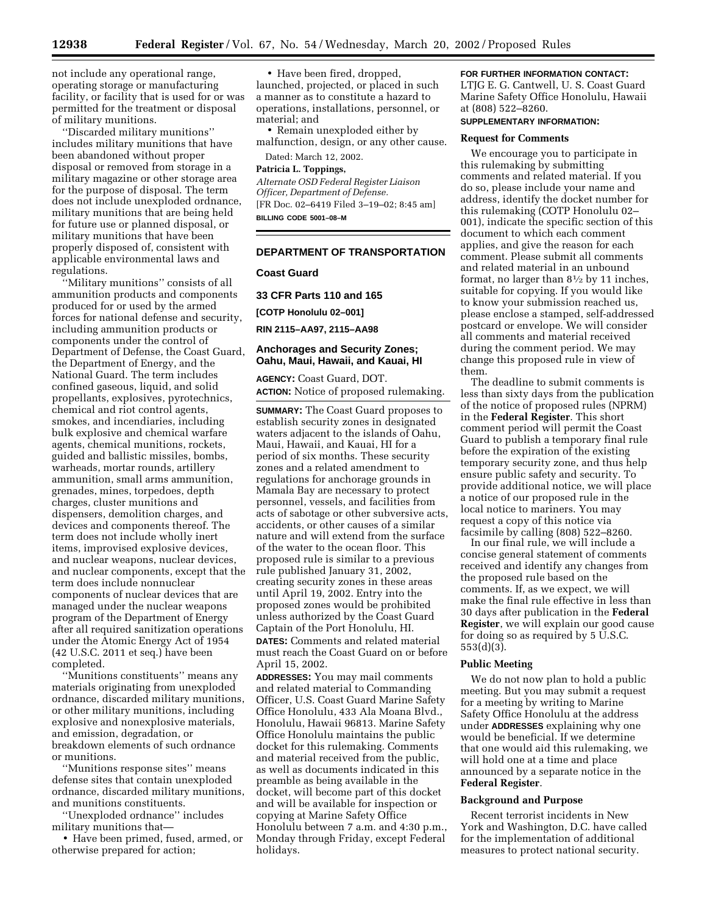not include any operational range, operating storage or manufacturing facility, or facility that is used for or was permitted for the treatment or disposal of military munitions.

''Discarded military munitions'' includes military munitions that have been abandoned without proper disposal or removed from storage in a military magazine or other storage area for the purpose of disposal. The term does not include unexploded ordnance, military munitions that are being held for future use or planned disposal, or military munitions that have been properly disposed of, consistent with applicable environmental laws and regulations.

''Military munitions'' consists of all ammunition products and components produced for or used by the armed forces for national defense and security, including ammunition products or components under the control of Department of Defense, the Coast Guard, the Department of Energy, and the National Guard. The term includes confined gaseous, liquid, and solid propellants, explosives, pyrotechnics, chemical and riot control agents, smokes, and incendiaries, including bulk explosive and chemical warfare agents, chemical munitions, rockets, guided and ballistic missiles, bombs, warheads, mortar rounds, artillery ammunition, small arms ammunition, grenades, mines, torpedoes, depth charges, cluster munitions and dispensers, demolition charges, and devices and components thereof. The term does not include wholly inert items, improvised explosive devices, and nuclear weapons, nuclear devices, and nuclear components, except that the term does include nonnuclear components of nuclear devices that are managed under the nuclear weapons program of the Department of Energy after all required sanitization operations under the Atomic Energy Act of 1954 (42 U.S.C. 2011 et seq.) have been completed.

''Munitions constituents'' means any materials originating from unexploded ordnance, discarded military munitions, or other military munitions, including explosive and nonexplosive materials, and emission, degradation, or breakdown elements of such ordnance or munitions.

''Munitions response sites'' means defense sites that contain unexploded ordnance, discarded military munitions, and munitions constituents.

''Unexploded ordnance'' includes military munitions that—

- Have been primed, fused, armed, or otherwise prepared for action;
- Have been fired, dropped, launched, projected, or placed in such a manner as to constitute a hazard to operations, installations, personnel, or material; and
- Remain unexploded either by malfunction, design, or any other cause.

Dated: March 12, 2002.

**Patricia L. Toppings,**

*Alternate OSD Federal Register Liaison Officer, Department of Defense.*

[FR Doc. 02–6419 Filed 3–19–02; 8:45 am]

**BILLING CODE 5001–08–M**

## DEPARTMENT OF TRANSPORTATION

### Coast Guard

### 33 CFR Parts 110 and 165

### [COTP Honolulu 02–001]

### RIN 2115–AA97, 2115–AA98

### Anchorages and Security Zones; Oahu, Maui, Hawaii, and Kauai, HI

**AGENCY:** Coast Guard, DOT.

**ACTION:** Notice of proposed rulemaking.

**SUMMARY:** The Coast Guard proposes to establish security zones in designated waters adjacent to the islands of Oahu, Maui, Hawaii, and Kauai, HI for a period of six months. These security zones and a related amendment to regulations for anchorage grounds in Mamala Bay are necessary to protect personnel, vessels, and facilities from acts of sabotage or other subversive acts, accidents, or other causes of a similar nature and will extend from the surface of the water to the ocean floor. This proposed rule is similar to a previous rule published January 31, 2002, creating security zones in these areas until April 19, 2002. Entry into the proposed zones would be prohibited unless authorized by the Coast Guard Captain of the Port Honolulu, HI.

**DATES:** Comments and related material must reach the Coast Guard on or before April 15, 2002.

**ADDRESSES:** You may mail comments and related material to Commanding Officer, U.S. Coast Guard Marine Safety Office Honolulu, 433 Ala Moana Blvd., Honolulu, Hawaii 96813. Marine Safety Office Honolulu maintains the public docket for this rulemaking. Comments and material received from the public, as well as documents indicated in this preamble as being available in the docket, will become part of this docket and will be available for inspection or copying at Marine Safety Office Honolulu between 7 a.m. and 4:30 p.m., Monday through Friday, except Federal holidays.

**FOR FURTHER INFORMATION CONTACT:** LTJG E. G. Cantwell, U. S. Coast Guard Marine Safety Office Honolulu, Hawaii at (808) 522–8260.

**SUPPLEMENTARY INFORMATION:**

**Request for Comments**

We encourage you to participate in this rulemaking by submitting comments and related material. If you do so, please include your name and address, identify the docket number for this rulemaking (COTP Honolulu 02–001), indicate the specific section of this document to which each comment applies, and give the reason for each comment. Please submit all comments and related material in an unbound format, no larger than 8½ by 11 inches, suitable for copying. If you would like to know your submission reached us, please enclose a stamped, self-addressed postcard or envelope. We will consider all comments and material received during the comment period. We may change this proposed rule in view of them.

The deadline to submit comments is less than sixty days from the publication of the notice of proposed rules (NPRM) in the **Federal Register**. This short comment period will permit the Coast Guard to publish a temporary final rule before the expiration of the existing temporary security zone, and thus help ensure public safety and security. To provide additional notice, we will place a notice of our proposed rule in the local notice to mariners. You may request a copy of this notice via facsimile by calling (808) 522–8260.

In our final rule, we will include a concise general statement of comments received and identify any changes from the proposed rule based on the comments. If, as we expect, we will make the final rule effective in less than 30 days after publication in the **Federal Register**, we will explain our good cause for doing so as required by 5 U.S.C. 553(d)(3).

**Public Meeting**

We do not now plan to hold a public meeting. But you may submit a request for a meeting by writing to Marine Safety Office Honolulu at the address under **ADDRESSES** explaining why one would be beneficial. If we determine that one would aid this rulemaking, we will hold one at a time and place announced by a separate notice in the **Federal Register**.

**Background and Purpose**

Recent terrorist incidents in New York and Washington, D.C. have called for the implementation of additional measures to protect national security.